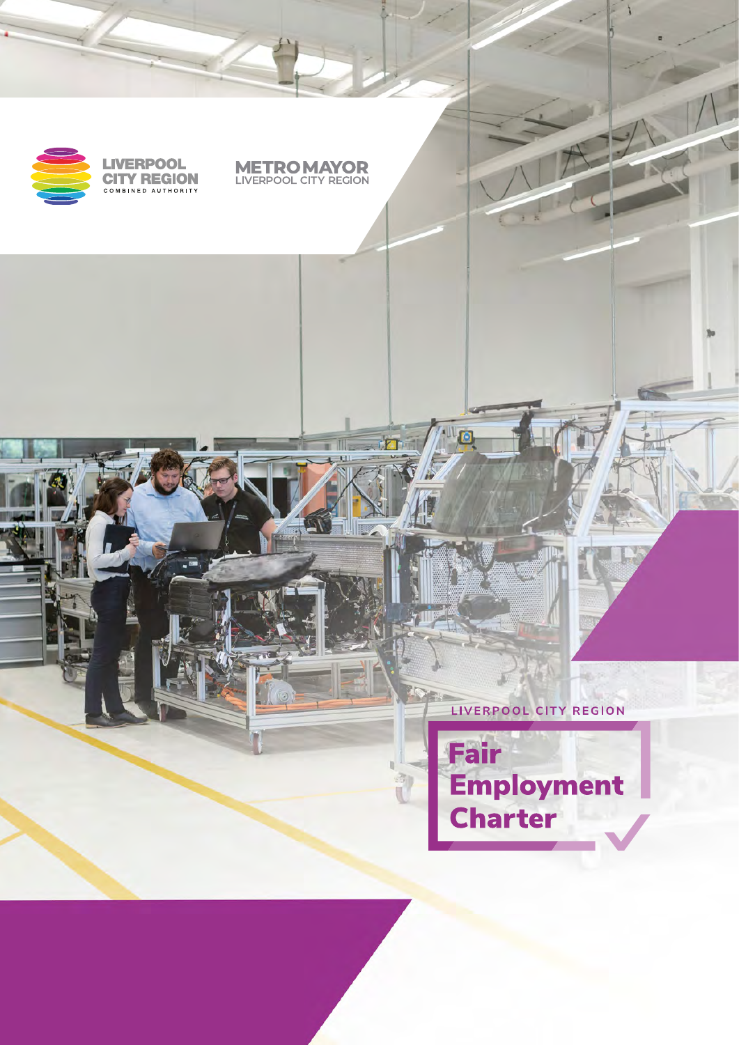LIVERPOOL CITY REGION
COMBINED AUTHORITY

METRO MAYOR
LIVERPOOL CITY REGION

LIVERPOOL CITY REGION

# Fair Employment Charter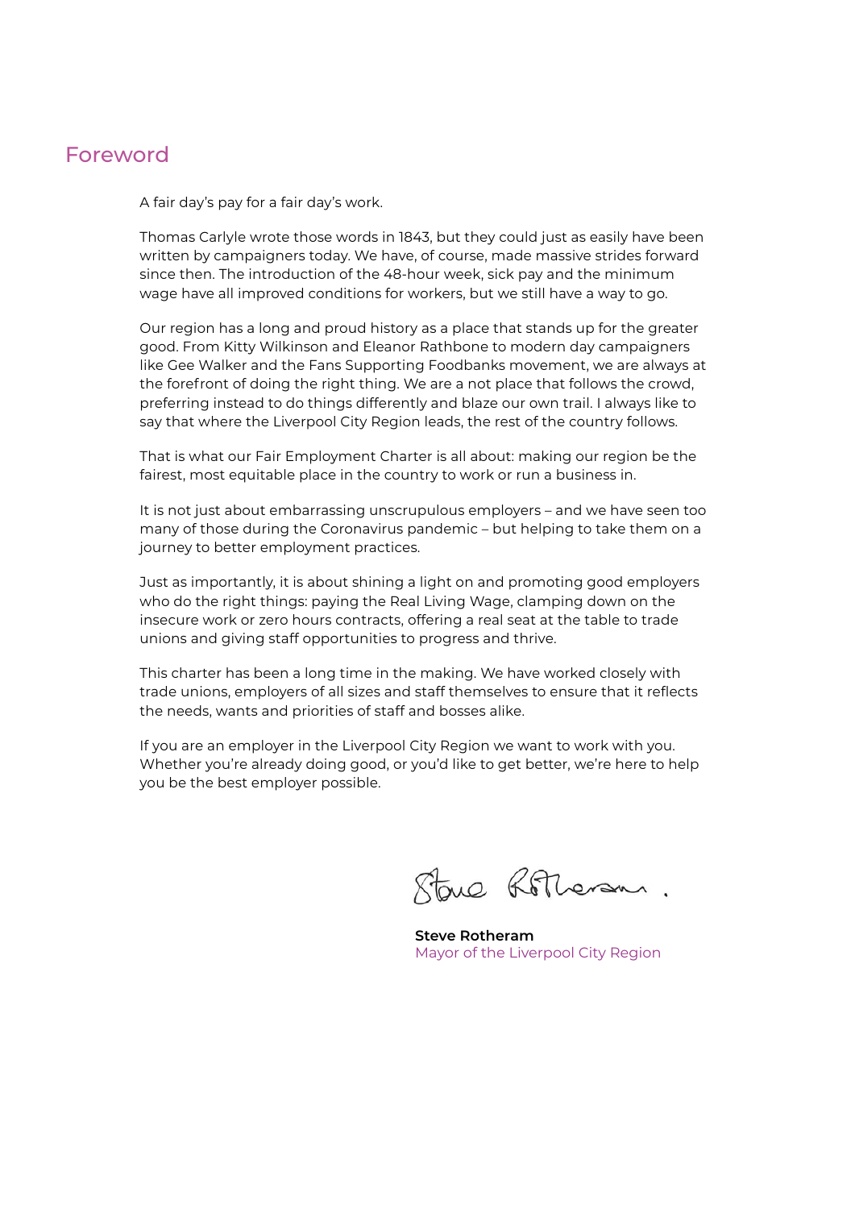# Foreword

A fair day's pay for a fair day's work.

Thomas Carlyle wrote those words in 1843, but they could just as easily have been written by campaigners today. We have, of course, made massive strides forward since then. The introduction of the 48-hour week, sick pay and the minimum wage have all improved conditions for workers, but we still have a way to go.

Our region has a long and proud history as a place that stands up for the greater good. From Kitty Wilkinson and Eleanor Rathbone to modern day campaigners like Gee Walker and the Fans Supporting Foodbanks movement, we are always at the forefront of doing the right thing. We are a not place that follows the crowd, preferring instead to do things differently and blaze our own trail. I always like to say that where the Liverpool City Region leads, the rest of the country follows.

That is what our Fair Employment Charter is all about: making our region be the fairest, most equitable place in the country to work or run a business in.

It is not just about embarrassing unscrupulous employers – and we have seen too many of those during the Coronavirus pandemic – but helping to take them on a journey to better employment practices.

Just as importantly, it is about shining a light on and promoting good employers who do the right things: paying the Real Living Wage, clamping down on the insecure work or zero hours contracts, offering a real seat at the table to trade unions and giving staff opportunities to progress and thrive.

This charter has been a long time in the making. We have worked closely with trade unions, employers of all sizes and staff themselves to ensure that it reflects the needs, wants and priorities of staff and bosses alike.

If you are an employer in the Liverpool City Region we want to work with you. Whether you're already doing good, or you'd like to get better, we're here to help you be the best employer possible.

**Steve Rotheram**
Mayor of the Liverpool City Region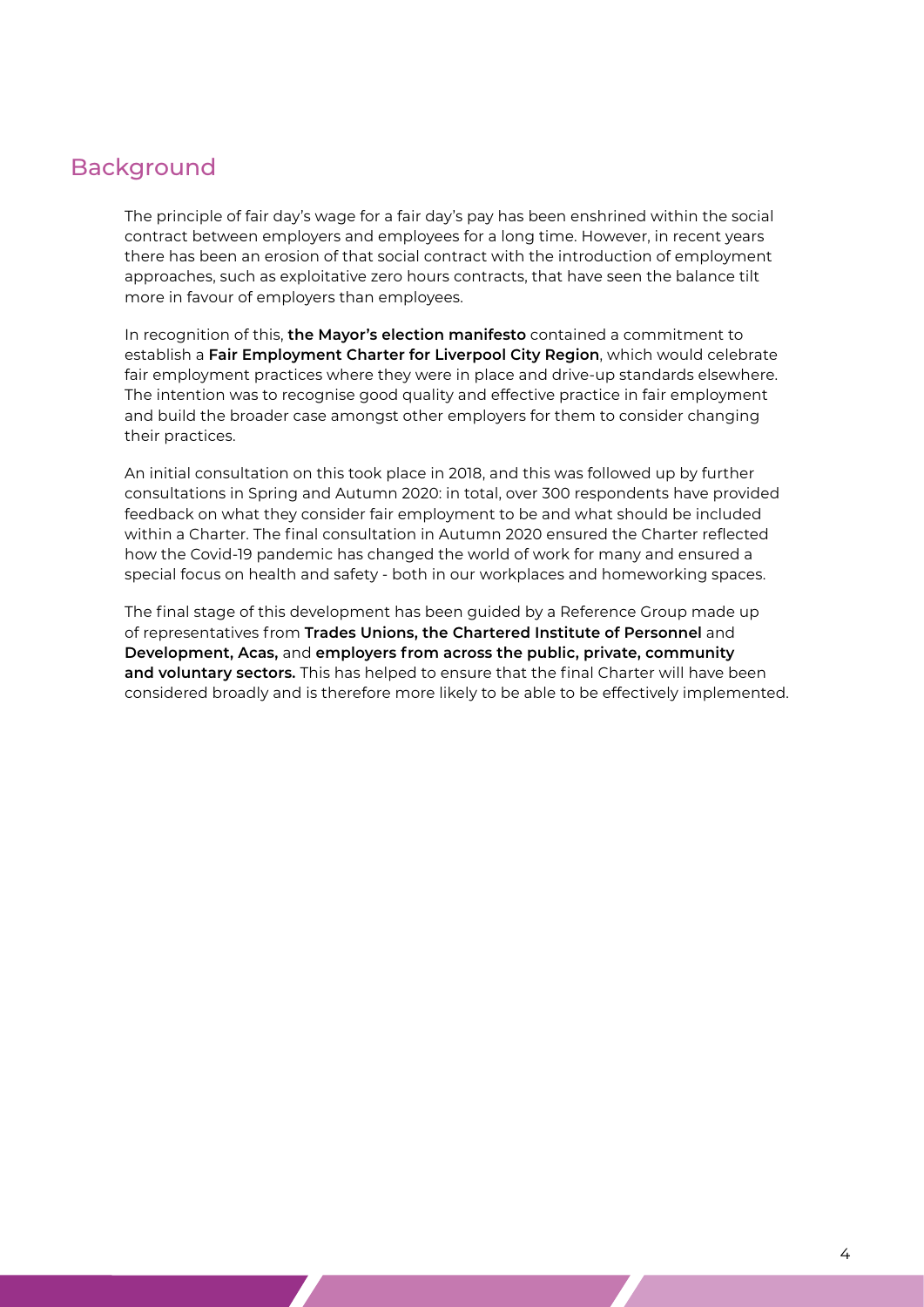## Background

The principle of fair day's wage for a fair day's pay has been enshrined within the social contract between employers and employees for a long time. However, in recent years there has been an erosion of that social contract with the introduction of employment approaches, such as exploitative zero hours contracts, that have seen the balance tilt more in favour of employers than employees.

In recognition of this, **the Mayor's election manifesto** contained a commitment to establish a **Fair Employment Charter for Liverpool City Region**, which would celebrate fair employment practices where they were in place and drive-up standards elsewhere. The intention was to recognise good quality and effective practice in fair employment and build the broader case amongst other employers for them to consider changing their practices.

An initial consultation on this took place in 2018, and this was followed up by further consultations in Spring and Autumn 2020: in total, over 300 respondents have provided feedback on what they consider fair employment to be and what should be included within a Charter. The final consultation in Autumn 2020 ensured the Charter reflected how the Covid-19 pandemic has changed the world of work for many and ensured a special focus on health and safety - both in our workplaces and homeworking spaces.

The final stage of this development has been guided by a Reference Group made up of representatives from **Trades Unions, the Chartered Institute of Personnel** and **Development, Acas,** and **employers from across the public, private, community and voluntary sectors.** This has helped to ensure that the final Charter will have been considered broadly and is therefore more likely to be able to be effectively implemented.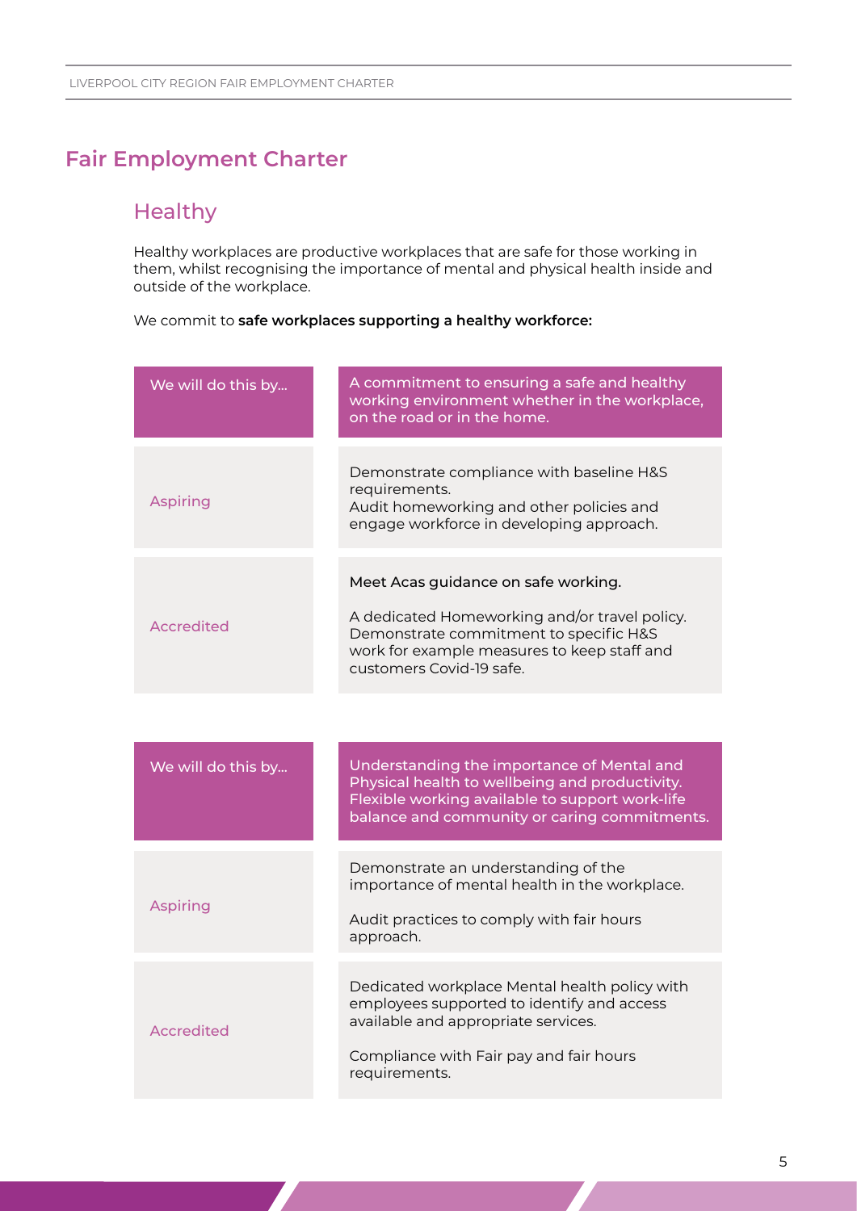## Fair Employment Charter

### Healthy

Healthy workplaces are productive workplaces that are safe for those working in them, whilst recognising the importance of mental and physical health inside and outside of the workplace.

We commit to **safe workplaces supporting a healthy workforce:**

| We will do this by... | A commitment to ensuring a safe and healthy working environment whether in the workplace, on the road or in the home. |
| --- | --- |
| Aspiring | Demonstrate compliance with baseline H&S requirements.<br>Audit homeworking and other policies and engage workforce in developing approach. |
| Accredited | Meet Acas guidance on safe working.<br><br>A dedicated Homeworking and/or travel policy.<br>Demonstrate commitment to specific H&S work for example measures to keep staff and customers Covid-19 safe. |

| We will do this by... | Understanding the importance of Mental and Physical health to wellbeing and productivity. Flexible working available to support work-life balance and community or caring commitments. |
| --- | --- |
| Aspiring | Demonstrate an understanding of the importance of mental health in the workplace.<br><br>Audit practices to comply with fair hours approach. |
| Accredited | Dedicated workplace Mental health policy with employees supported to identify and access available and appropriate services.<br><br>Compliance with Fair pay and fair hours requirements. |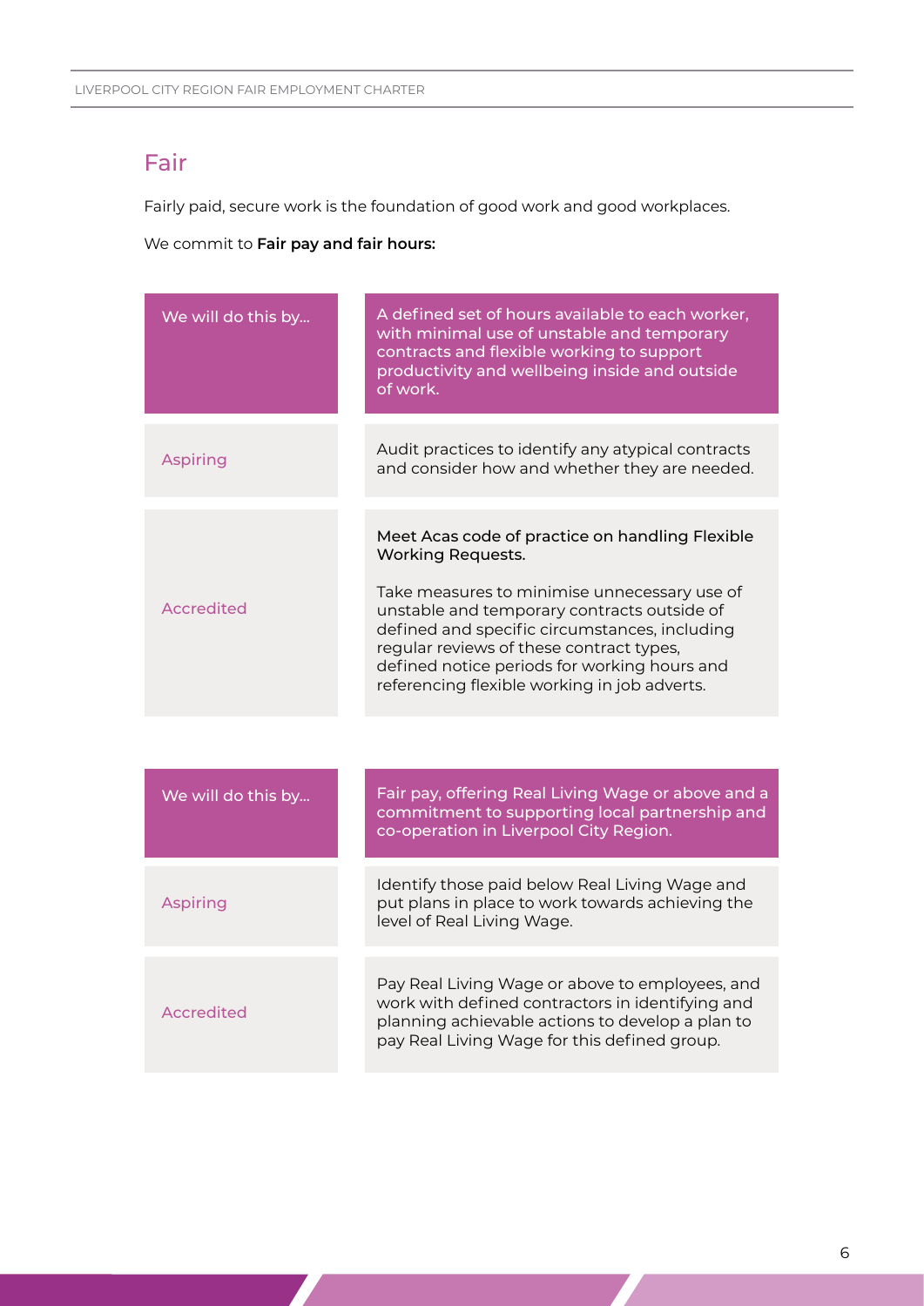## Fair

Fairly paid, secure work is the foundation of good work and good workplaces.

We commit to **Fair pay and fair hours:**

| We will do this by... | A defined set of hours available to each worker, with minimal use of unstable and temporary contracts and flexible working to support productivity and wellbeing inside and outside of work. |
|---|---|
| Aspiring | Audit practices to identify any atypical contracts and consider how and whether they are needed. |
| Accredited | Meet Acas code of practice on handling Flexible Working Requests.<br><br>Take measures to minimise unnecessary use of unstable and temporary contracts outside of defined and specific circumstances, including regular reviews of these contract types, defined notice periods for working hours and referencing flexible working in job adverts. |

| We will do this by... | Fair pay, offering Real Living Wage or above and a commitment to supporting local partnership and co-operation in Liverpool City Region. |
|---|---|
| Aspiring | Identify those paid below Real Living Wage and put plans in place to work towards achieving the level of Real Living Wage. |
| Accredited | Pay Real Living Wage or above to employees, and work with defined contractors in identifying and planning achievable actions to develop a plan to pay Real Living Wage for this defined group. |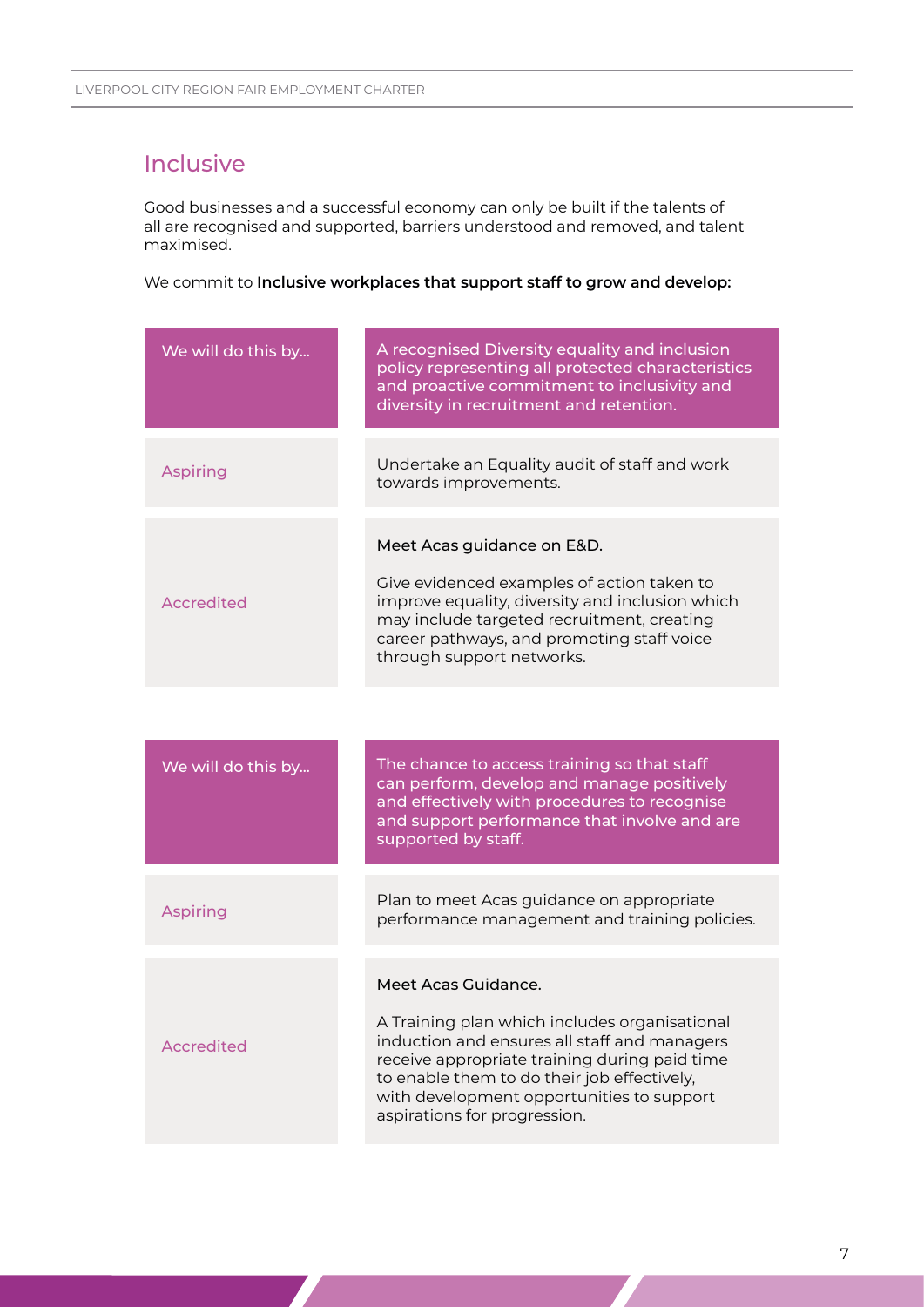## Inclusive

Good businesses and a successful economy can only be built if the talents of all are recognised and supported, barriers understood and removed, and talent maximised.

We commit to **Inclusive workplaces that support staff to grow and develop:**

| We will do this by... | A recognised Diversity equality and inclusion policy representing all protected characteristics and proactive commitment to inclusivity and diversity in recruitment and retention. |
|---|---|
| Aspiring | Undertake an Equality audit of staff and work towards improvements. |
| Accredited | Meet Acas guidance on E&D.<br><br>Give evidenced examples of action taken to improve equality, diversity and inclusion which may include targeted recruitment, creating career pathways, and promoting staff voice through support networks. |

| We will do this by... | The chance to access training so that staff can perform, develop and manage positively and effectively with procedures to recognise and support performance that involve and are supported by staff. |
|---|---|
| Aspiring | Plan to meet Acas guidance on appropriate performance management and training policies. |
| Accredited | Meet Acas Guidance.<br><br>A Training plan which includes organisational induction and ensures all staff and managers receive appropriate training during paid time to enable them to do their job effectively, with development opportunities to support aspirations for progression. |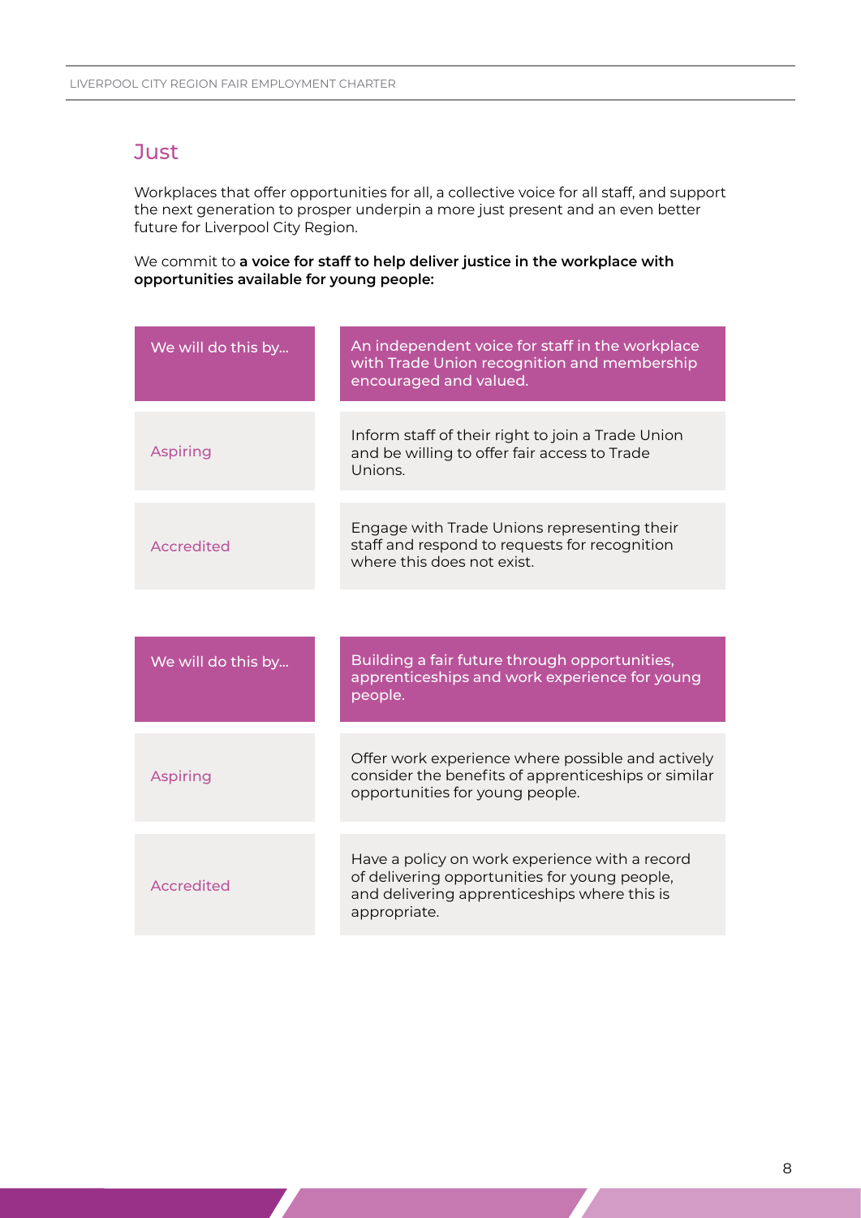## Just

Workplaces that offer opportunities for all, a collective voice for all staff, and support the next generation to prosper underpin a more just present and an even better future for Liverpool City Region.

We commit to **a voice for staff to help deliver justice in the workplace with opportunities available for young people:**

| We will do this by... | An independent voice for staff in the workplace with Trade Union recognition and membership encouraged and valued. |
|---|---|
| Aspiring | Inform staff of their right to join a Trade Union and be willing to offer fair access to Trade Unions. |
| Accredited | Engage with Trade Unions representing their staff and respond to requests for recognition where this does not exist. |

| We will do this by... | Building a fair future through opportunities, apprenticeships and work experience for young people. |
|---|---|
| Aspiring | Offer work experience where possible and actively consider the benefits of apprenticeships or similar opportunities for young people. |
| Accredited | Have a policy on work experience with a record of delivering opportunities for young people, and delivering apprenticeships where this is appropriate. |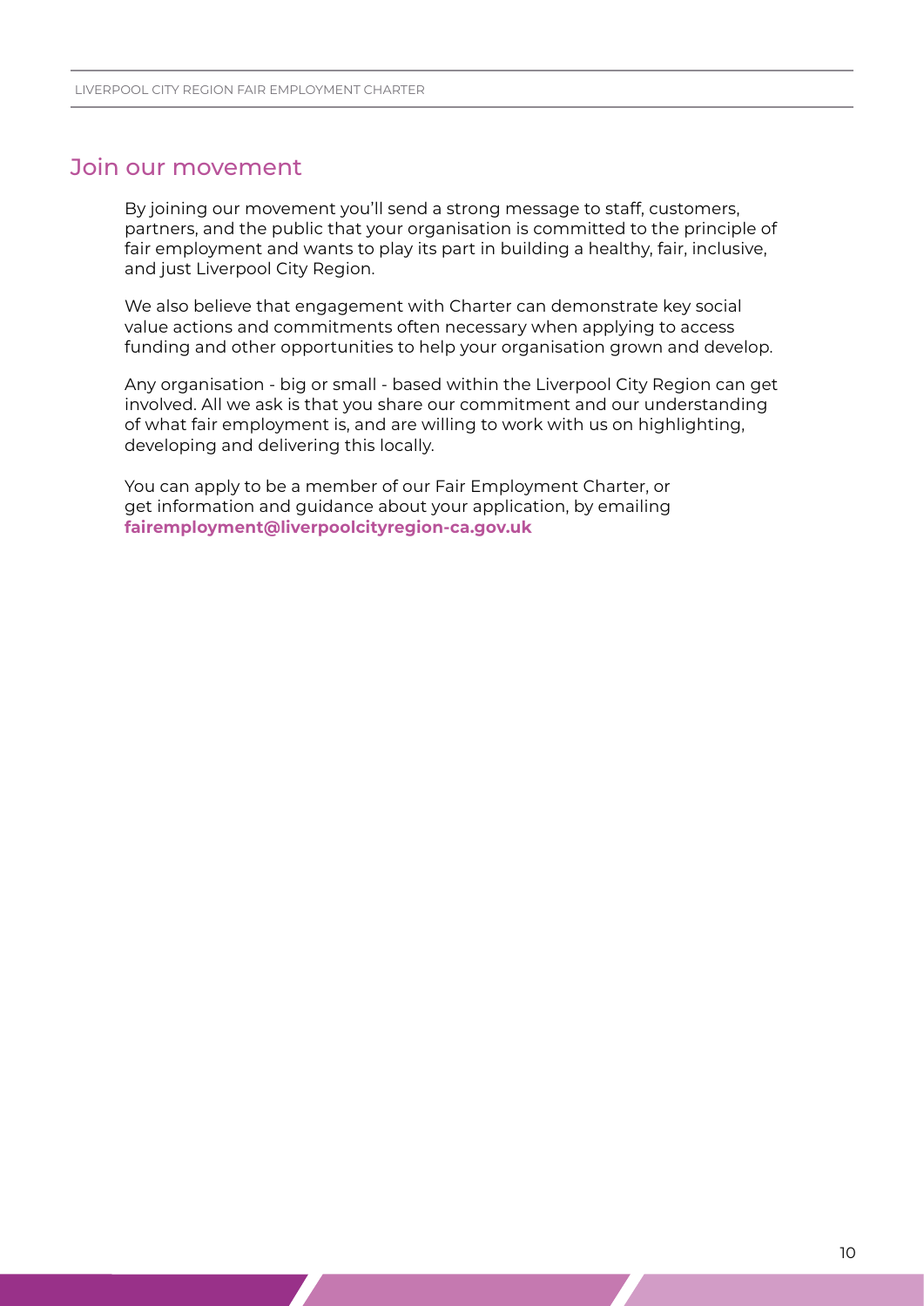## Join our movement

By joining our movement you'll send a strong message to staff, customers, partners, and the public that your organisation is committed to the principle of fair employment and wants to play its part in building a healthy, fair, inclusive, and just Liverpool City Region.

We also believe that engagement with Charter can demonstrate key social value actions and commitments often necessary when applying to access funding and other opportunities to help your organisation grown and develop.

Any organisation - big or small - based within the Liverpool City Region can get involved. All we ask is that you share our commitment and our understanding of what fair employment is, and are willing to work with us on highlighting, developing and delivering this locally.

You can apply to be a member of our Fair Employment Charter, or get information and guidance about your application, by emailing **fairemployment@liverpoolcityregion-ca.gov.uk**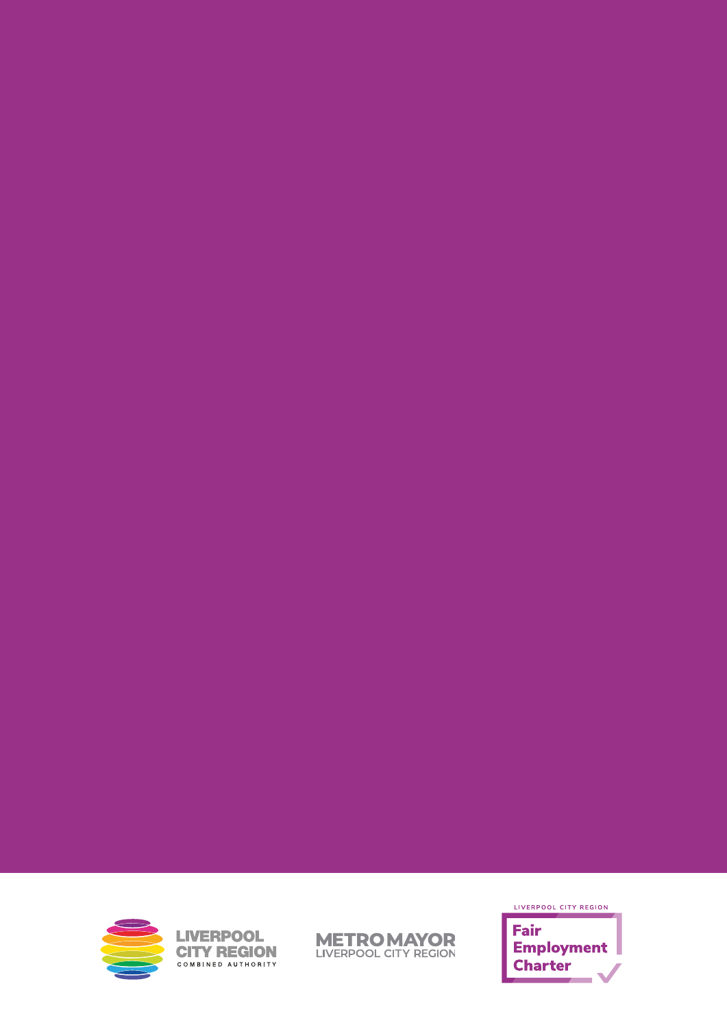LIVERPOOL CITY REGION
COMBINED AUTHORITY

METRO MAYOR
LIVERPOOL CITY REGION

LIVERPOOL CITY REGION
Fair Employment Charter